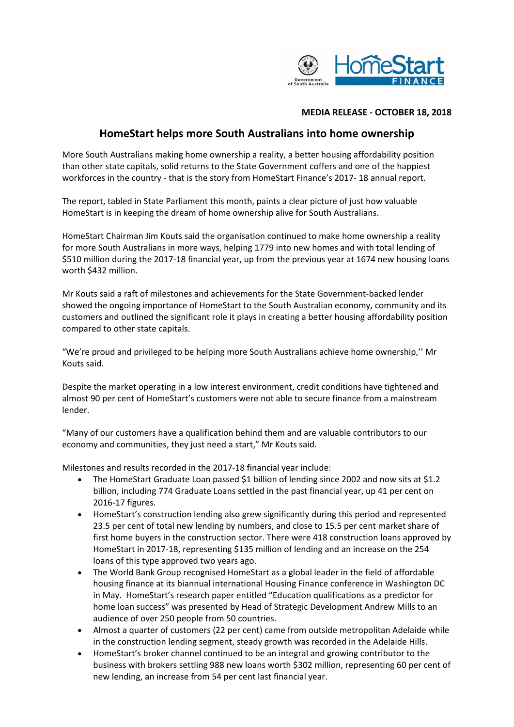**MEDIA RELEASE - OCTOBER 18, 2018**

# HomeStart helps more South Australians into home ownership

More South Australians making home ownership a reality, a better housing affordability position than other state capitals, solid returns to the State Government coffers and one of the happiest workforces in the country - that is the story from HomeStart Finance's 2017- 18 annual report.

The report, tabled in State Parliament this month, paints a clear picture of just how valuable HomeStart is in keeping the dream of home ownership alive for South Australians.

HomeStart Chairman Jim Kouts said the organisation continued to make home ownership a reality for more South Australians in more ways, helping 1779 into new homes and with total lending of $510 million during the 2017-18 financial year, up from the previous year at 1674 new housing loans worth $432 million.

Mr Kouts said a raft of milestones and achievements for the State Government-backed lender showed the ongoing importance of HomeStart to the South Australian economy, community and its customers and outlined the significant role it plays in creating a better housing affordability position compared to other state capitals.

"We're proud and privileged to be helping more South Australians achieve home ownership,'' Mr Kouts said.

Despite the market operating in a low interest environment, credit conditions have tightened and almost 90 per cent of HomeStart's customers were not able to secure finance from a mainstream lender.

"Many of our customers have a qualification behind them and are valuable contributors to our economy and communities, they just need a start," Mr Kouts said.

Milestones and results recorded in the 2017-18 financial year include:

- The HomeStart Graduate Loan passed $1 billion of lending since 2002 and now sits at $1.2 billion, including 774 Graduate Loans settled in the past financial year, up 41 per cent on 2016-17 figures.
- HomeStart's construction lending also grew significantly during this period and represented 23.5 per cent of total new lending by numbers, and close to 15.5 per cent market share of first home buyers in the construction sector. There were 418 construction loans approved by HomeStart in 2017-18, representing $135 million of lending and an increase on the 254 loans of this type approved two years ago.
- The World Bank Group recognised HomeStart as a global leader in the field of affordable housing finance at its biannual international Housing Finance conference in Washington DC in May. HomeStart's research paper entitled "Education qualifications as a predictor for home loan success" was presented by Head of Strategic Development Andrew Mills to an audience of over 250 people from 50 countries.
- Almost a quarter of customers (22 per cent) came from outside metropolitan Adelaide while in the construction lending segment, steady growth was recorded in the Adelaide Hills.
- HomeStart's broker channel continued to be an integral and growing contributor to the business with brokers settling 988 new loans worth $302 million, representing 60 per cent of new lending, an increase from 54 per cent last financial year.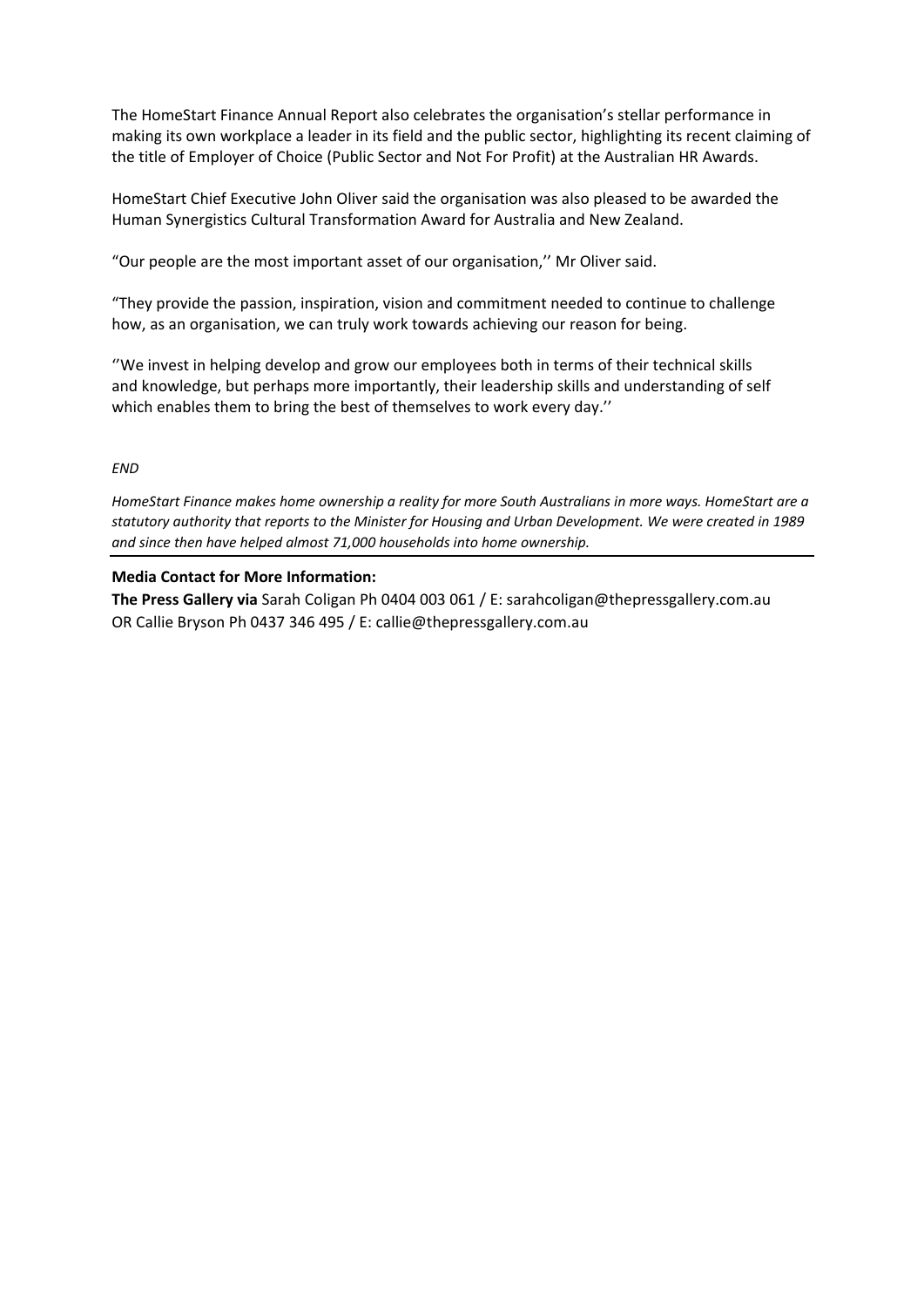The HomeStart Finance Annual Report also celebrates the organisation's stellar performance in making its own workplace a leader in its field and the public sector, highlighting its recent claiming of the title of Employer of Choice (Public Sector and Not For Profit) at the Australian HR Awards.

HomeStart Chief Executive John Oliver said the organisation was also pleased to be awarded the Human Synergistics Cultural Transformation Award for Australia and New Zealand.

"Our people are the most important asset of our organisation,'' Mr Oliver said.

"They provide the passion, inspiration, vision and commitment needed to continue to challenge how, as an organisation, we can truly work towards achieving our reason for being.

''We invest in helping develop and grow our employees both in terms of their technical skills and knowledge, but perhaps more importantly, their leadership skills and understanding of self which enables them to bring the best of themselves to work every day.''

*END*

*HomeStart Finance makes home ownership a reality for more South Australians in more ways. HomeStart are a statutory authority that reports to the Minister for Housing and Urban Development. We were created in 1989 and since then have helped almost 71,000 households into home ownership.*

---

**Media Contact for More Information:**
**The Press Gallery via** Sarah Coligan Ph 0404 003 061 / E: sarahcoligan@thepressgallery.com.au
OR Callie Bryson Ph 0437 346 495 / E: callie@thepressgallery.com.au